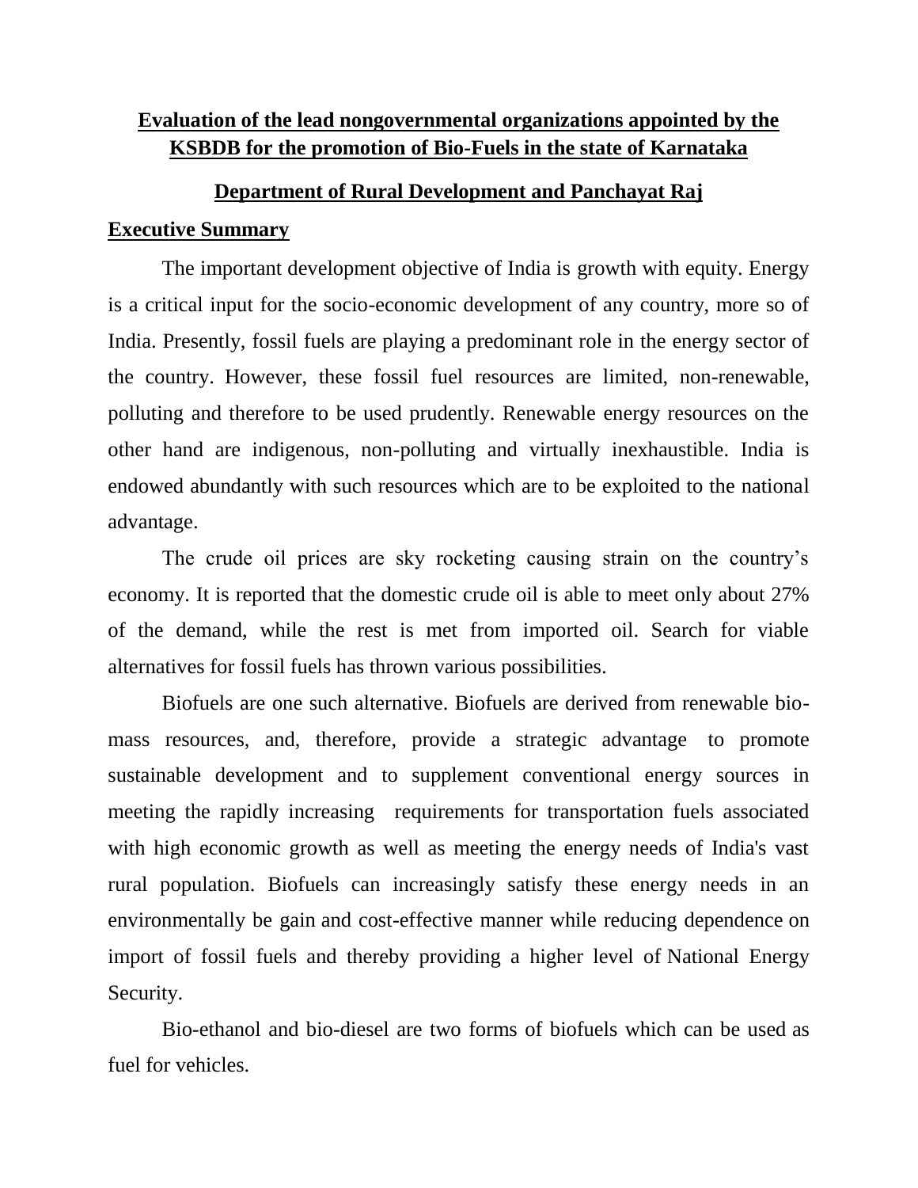# Evaluation of the lead nongovernmental organizations appointed by the KSBDB for the promotion of Bio-Fuels in the state of Karnataka

## Department of Rural Development and Panchayat Raj

### Executive Summary

The important development objective of India is growth with equity. Energy is a critical input for the socio-economic development of any country, more so of India. Presently, fossil fuels are playing a predominant role in the energy sector of the country. However, these fossil fuel resources are limited, non-renewable, polluting and therefore to be used prudently. Renewable energy resources on the other hand are indigenous, non-polluting and virtually inexhaustible. India is endowed abundantly with such resources which are to be exploited to the national advantage.

The crude oil prices are sky rocketing causing strain on the country's economy. It is reported that the domestic crude oil is able to meet only about 27% of the demand, while the rest is met from imported oil. Search for viable alternatives for fossil fuels has thrown various possibilities.

Biofuels are one such alternative. Biofuels are derived from renewable bio-mass resources, and, therefore, provide a strategic advantage to promote sustainable development and to supplement conventional energy sources in meeting the rapidly increasing requirements for transportation fuels associated with high economic growth as well as meeting the energy needs of India's vast rural population. Biofuels can increasingly satisfy these energy needs in an environmentally be gain and cost-effective manner while reducing dependence on import of fossil fuels and thereby providing a higher level of National Energy Security.

Bio-ethanol and bio-diesel are two forms of biofuels which can be used as fuel for vehicles.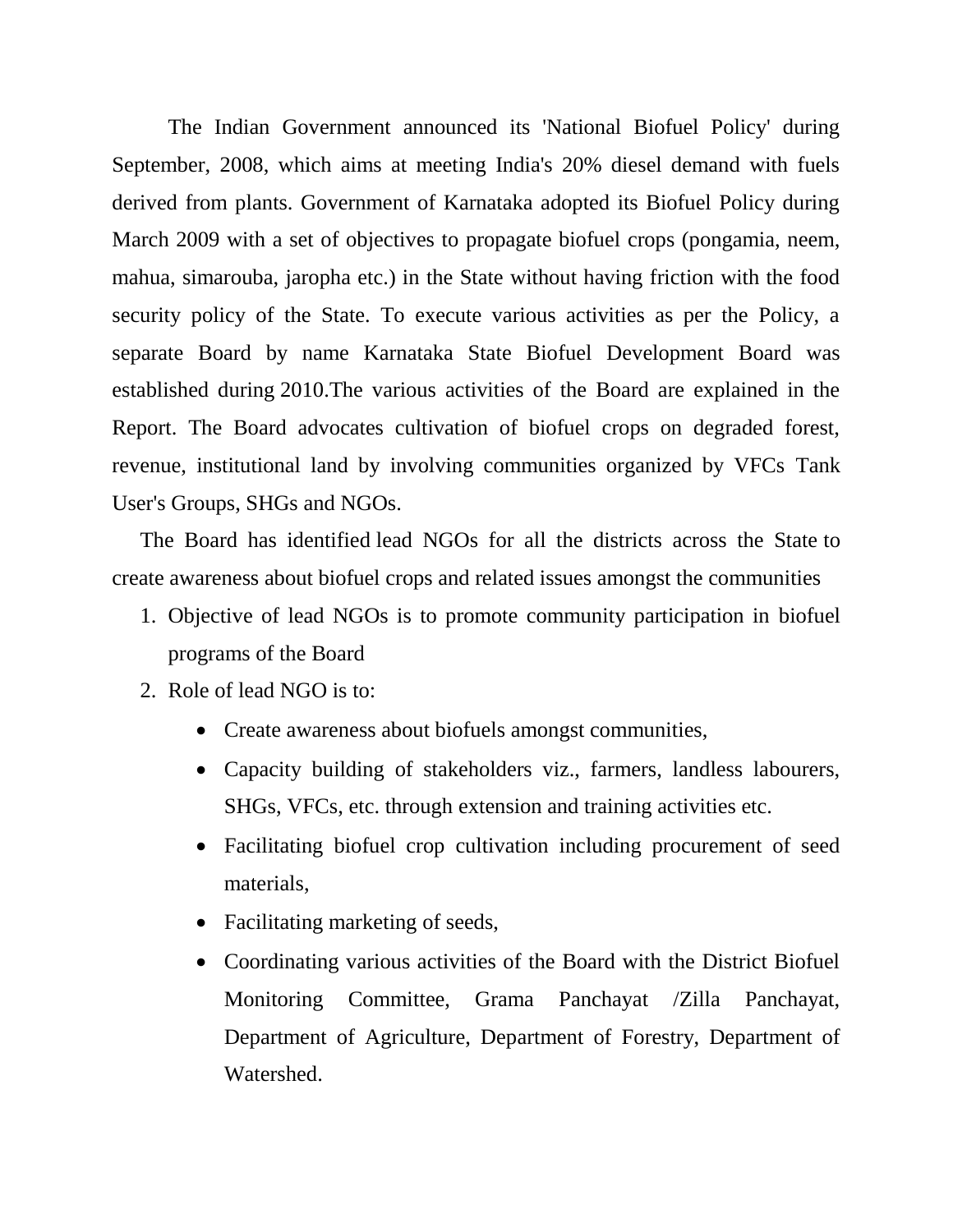The Indian Government announced its 'National Biofuel Policy' during September, 2008, which aims at meeting India's 20% diesel demand with fuels derived from plants. Government of Karnataka adopted its Biofuel Policy during March 2009 with a set of objectives to propagate biofuel crops (pongamia, neem, mahua, simarouba, jaropha etc.) in the State without having friction with the food security policy of the State. To execute various activities as per the Policy, a separate Board by name Karnataka State Biofuel Development Board was established during 2010.The various activities of the Board are explained in the Report. The Board advocates cultivation of biofuel crops on degraded forest, revenue, institutional land by involving communities organized by VFCs Tank User's Groups, SHGs and NGOs.

The Board has identified lead NGOs for all the districts across the State to create awareness about biofuel crops and related issues amongst the communities

1. Objective of lead NGOs is to promote community participation in biofuel programs of the Board
2. Role of lead NGO is to:
   - Create awareness about biofuels amongst communities,
   - Capacity building of stakeholders viz., farmers, landless labourers, SHGs, VFCs, etc. through extension and training activities etc.
   - Facilitating biofuel crop cultivation including procurement of seed materials,
   - Facilitating marketing of seeds,
   - Coordinating various activities of the Board with the District Biofuel Monitoring Committee, Grama Panchayat /Zilla Panchayat, Department of Agriculture, Department of Forestry, Department of Watershed.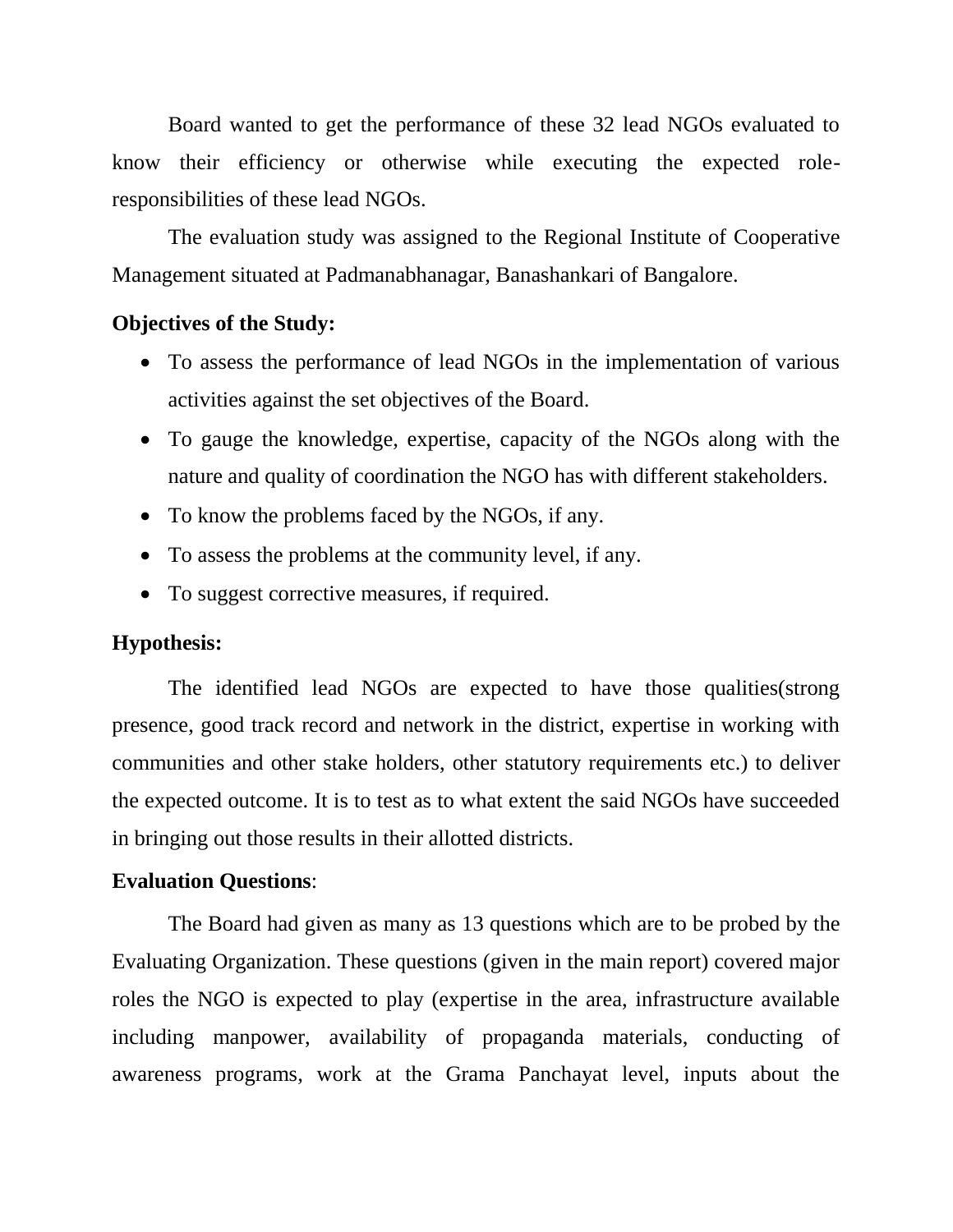Board wanted to get the performance of these 32 lead NGOs evaluated to know their efficiency or otherwise while executing the expected role-responsibilities of these lead NGOs.

The evaluation study was assigned to the Regional Institute of Cooperative Management situated at Padmanabhanagar, Banashankari of Bangalore.

**Objectives of the Study:**

- To assess the performance of lead NGOs in the implementation of various activities against the set objectives of the Board.
- To gauge the knowledge, expertise, capacity of the NGOs along with the nature and quality of coordination the NGO has with different stakeholders.
- To know the problems faced by the NGOs, if any.
- To assess the problems at the community level, if any.
- To suggest corrective measures, if required.

**Hypothesis:**

The identified lead NGOs are expected to have those qualities(strong presence, good track record and network in the district, expertise in working with communities and other stake holders, other statutory requirements etc.) to deliver the expected outcome. It is to test as to what extent the said NGOs have succeeded in bringing out those results in their allotted districts.

**Evaluation Questions**:

The Board had given as many as 13 questions which are to be probed by the Evaluating Organization. These questions (given in the main report) covered major roles the NGO is expected to play (expertise in the area, infrastructure available including manpower, availability of propaganda materials, conducting of awareness programs, work at the Grama Panchayat level, inputs about the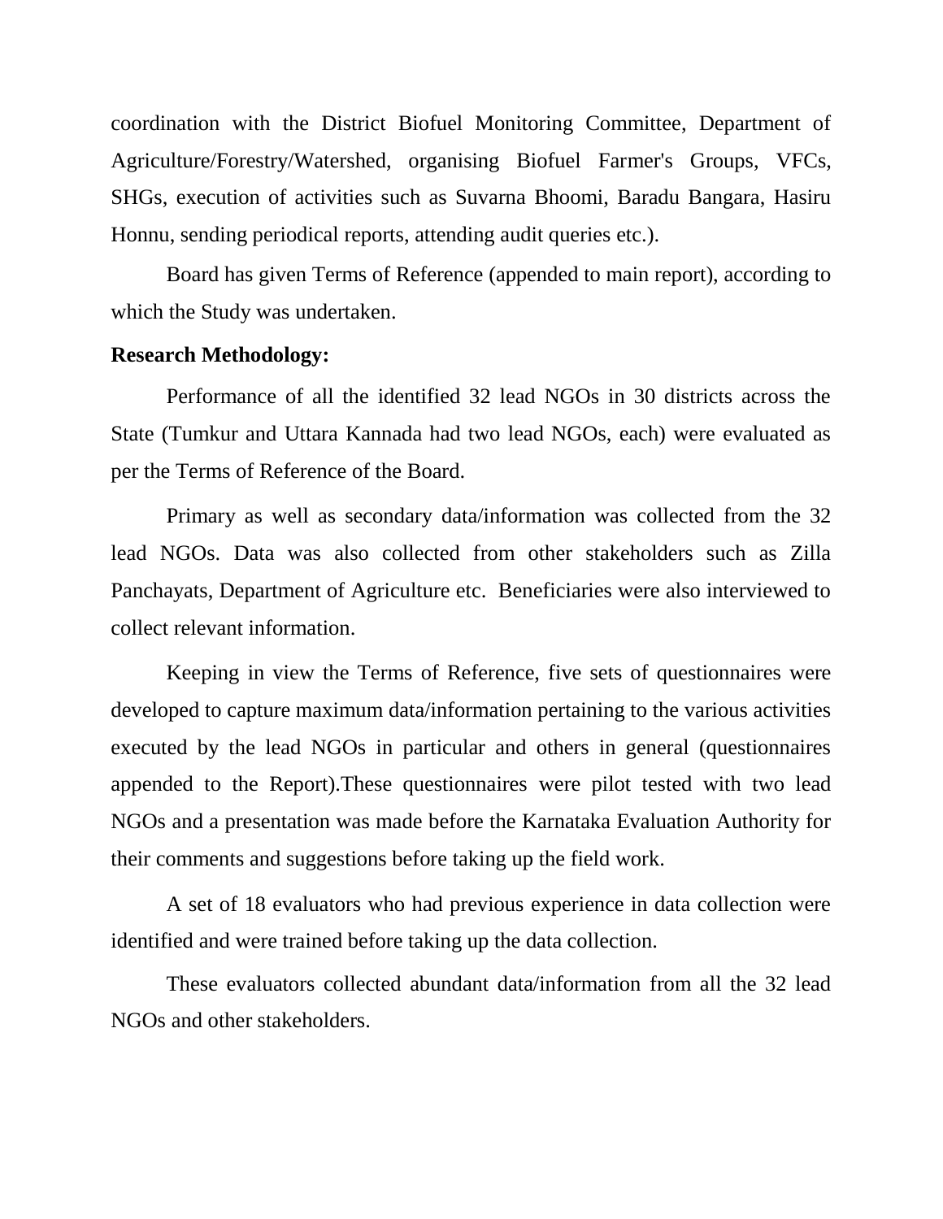coordination with the District Biofuel Monitoring Committee, Department of Agriculture/Forestry/Watershed, organising Biofuel Farmer's Groups, VFCs, SHGs, execution of activities such as Suvarna Bhoomi, Baradu Bangara, Hasiru Honnu, sending periodical reports, attending audit queries etc.).

Board has given Terms of Reference (appended to main report), according to which the Study was undertaken.

**Research Methodology:**

Performance of all the identified 32 lead NGOs in 30 districts across the State (Tumkur and Uttara Kannada had two lead NGOs, each) were evaluated as per the Terms of Reference of the Board.

Primary as well as secondary data/information was collected from the 32 lead NGOs. Data was also collected from other stakeholders such as Zilla Panchayats, Department of Agriculture etc. Beneficiaries were also interviewed to collect relevant information.

Keeping in view the Terms of Reference, five sets of questionnaires were developed to capture maximum data/information pertaining to the various activities executed by the lead NGOs in particular and others in general (questionnaires appended to the Report).These questionnaires were pilot tested with two lead NGOs and a presentation was made before the Karnataka Evaluation Authority for their comments and suggestions before taking up the field work.

A set of 18 evaluators who had previous experience in data collection were identified and were trained before taking up the data collection.

These evaluators collected abundant data/information from all the 32 lead NGOs and other stakeholders.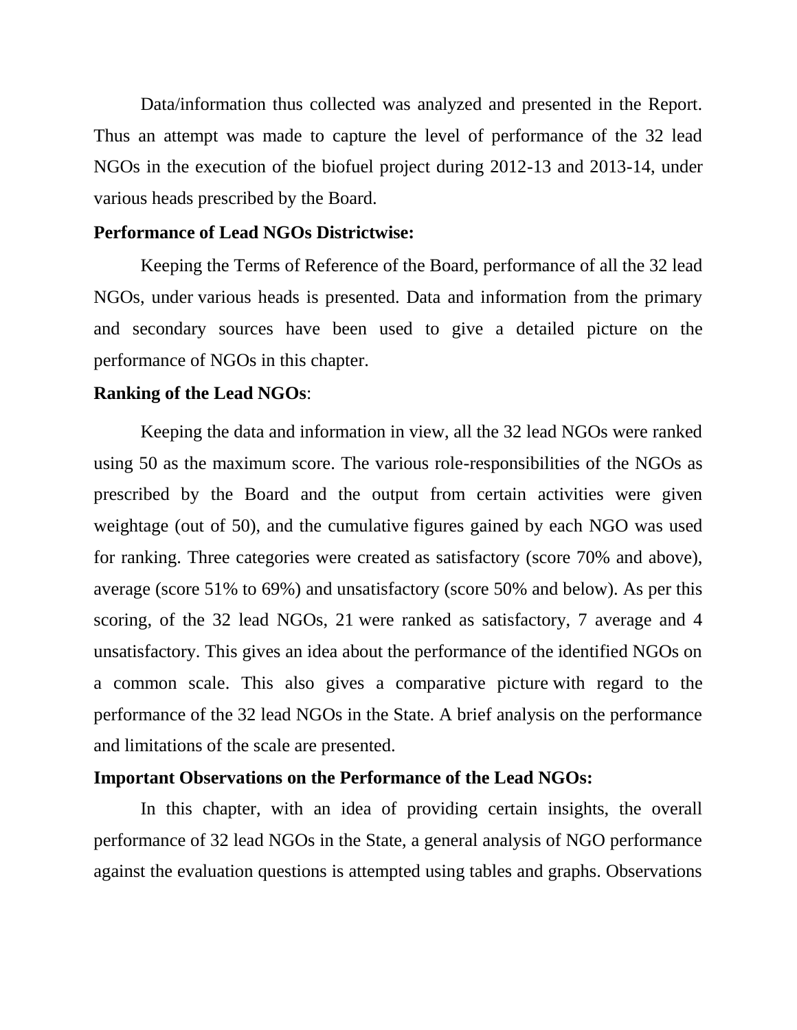Data/information thus collected was analyzed and presented in the Report. Thus an attempt was made to capture the level of performance of the 32 lead NGOs in the execution of the biofuel project during 2012-13 and 2013-14, under various heads prescribed by the Board.

**Performance of Lead NGOs Districtwise:**

Keeping the Terms of Reference of the Board, performance of all the 32 lead NGOs, under various heads is presented. Data and information from the primary and secondary sources have been used to give a detailed picture on the performance of NGOs in this chapter.

**Ranking of the Lead NGOs**:

Keeping the data and information in view, all the 32 lead NGOs were ranked using 50 as the maximum score. The various role-responsibilities of the NGOs as prescribed by the Board and the output from certain activities were given weightage (out of 50), and the cumulative figures gained by each NGO was used for ranking. Three categories were created as satisfactory (score 70% and above), average (score 51% to 69%) and unsatisfactory (score 50% and below). As per this scoring, of the 32 lead NGOs, 21 were ranked as satisfactory, 7 average and 4 unsatisfactory. This gives an idea about the performance of the identified NGOs on a common scale. This also gives a comparative picture with regard to the performance of the 32 lead NGOs in the State. A brief analysis on the performance and limitations of the scale are presented.

**Important Observations on the Performance of the Lead NGOs:**

In this chapter, with an idea of providing certain insights, the overall performance of 32 lead NGOs in the State, a general analysis of NGO performance against the evaluation questions is attempted using tables and graphs. Observations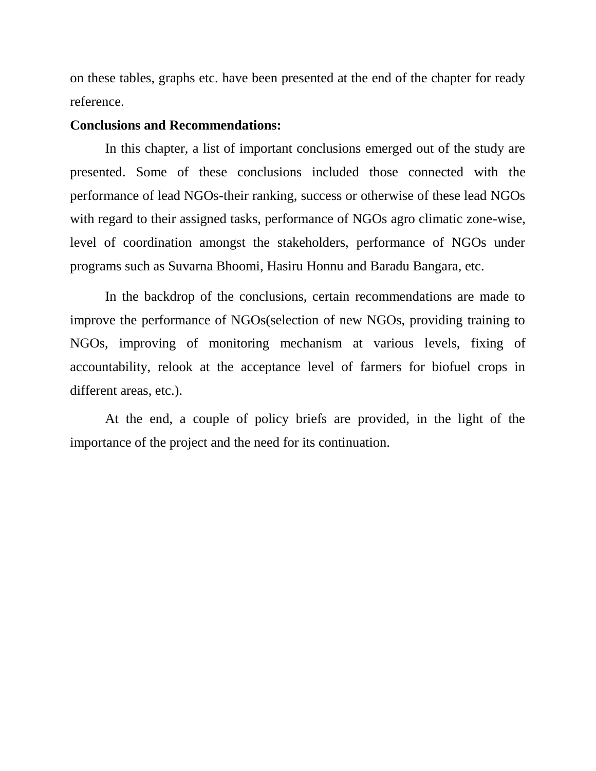on these tables, graphs etc. have been presented at the end of the chapter for ready reference.

**Conclusions and Recommendations:**

In this chapter, a list of important conclusions emerged out of the study are presented. Some of these conclusions included those connected with the performance of lead NGOs-their ranking, success or otherwise of these lead NGOs with regard to their assigned tasks, performance of NGOs agro climatic zone-wise, level of coordination amongst the stakeholders, performance of NGOs under programs such as Suvarna Bhoomi, Hasiru Honnu and Baradu Bangara, etc.

In the backdrop of the conclusions, certain recommendations are made to improve the performance of NGOs(selection of new NGOs, providing training to NGOs, improving of monitoring mechanism at various levels, fixing of accountability, relook at the acceptance level of farmers for biofuel crops in different areas, etc.).

At the end, a couple of policy briefs are provided, in the light of the importance of the project and the need for its continuation.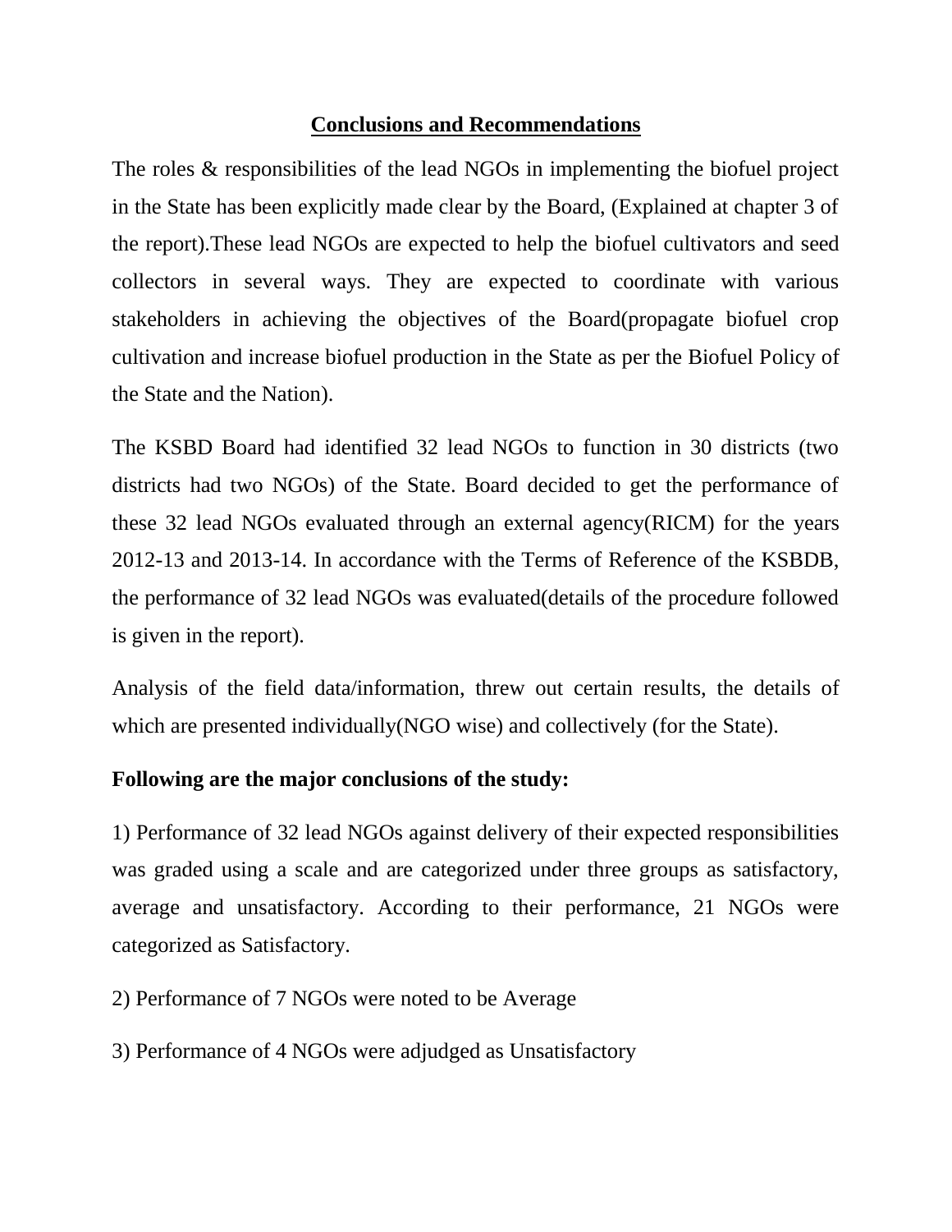## Conclusions and Recommendations

The roles & responsibilities of the lead NGOs in implementing the biofuel project in the State has been explicitly made clear by the Board, (Explained at chapter 3 of the report).These lead NGOs are expected to help the biofuel cultivators and seed collectors in several ways. They are expected to coordinate with various stakeholders in achieving the objectives of the Board(propagate biofuel crop cultivation and increase biofuel production in the State as per the Biofuel Policy of the State and the Nation).

The KSBD Board had identified 32 lead NGOs to function in 30 districts (two districts had two NGOs) of the State. Board decided to get the performance of these 32 lead NGOs evaluated through an external agency(RICM) for the years 2012-13 and 2013-14. In accordance with the Terms of Reference of the KSBDB, the performance of 32 lead NGOs was evaluated(details of the procedure followed is given in the report).

Analysis of the field data/information, threw out certain results, the details of which are presented individually(NGO wise) and collectively (for the State).

**Following are the major conclusions of the study:**

1) Performance of 32 lead NGOs against delivery of their expected responsibilities was graded using a scale and are categorized under three groups as satisfactory, average and unsatisfactory. According to their performance, 21 NGOs were categorized as Satisfactory.

2) Performance of 7 NGOs were noted to be Average

3) Performance of 4 NGOs were adjudged as Unsatisfactory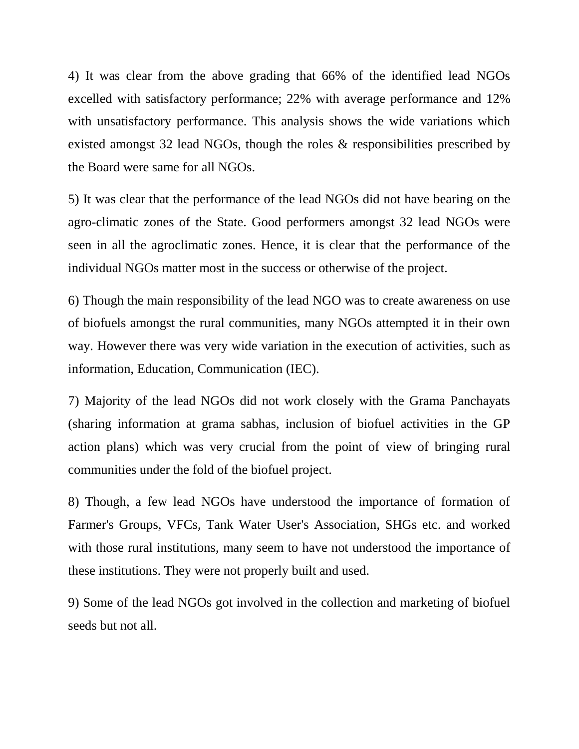4) It was clear from the above grading that 66% of the identified lead NGOs excelled with satisfactory performance; 22% with average performance and 12% with unsatisfactory performance. This analysis shows the wide variations which existed amongst 32 lead NGOs, though the roles & responsibilities prescribed by the Board were same for all NGOs.

5) It was clear that the performance of the lead NGOs did not have bearing on the agro-climatic zones of the State. Good performers amongst 32 lead NGOs were seen in all the agroclimatic zones. Hence, it is clear that the performance of the individual NGOs matter most in the success or otherwise of the project.

6) Though the main responsibility of the lead NGO was to create awareness on use of biofuels amongst the rural communities, many NGOs attempted it in their own way. However there was very wide variation in the execution of activities, such as information, Education, Communication (IEC).

7) Majority of the lead NGOs did not work closely with the Grama Panchayats (sharing information at grama sabhas, inclusion of biofuel activities in the GP action plans) which was very crucial from the point of view of bringing rural communities under the fold of the biofuel project.

8) Though, a few lead NGOs have understood the importance of formation of Farmer's Groups, VFCs, Tank Water User's Association, SHGs etc. and worked with those rural institutions, many seem to have not understood the importance of these institutions. They were not properly built and used.

9) Some of the lead NGOs got involved in the collection and marketing of biofuel seeds but not all.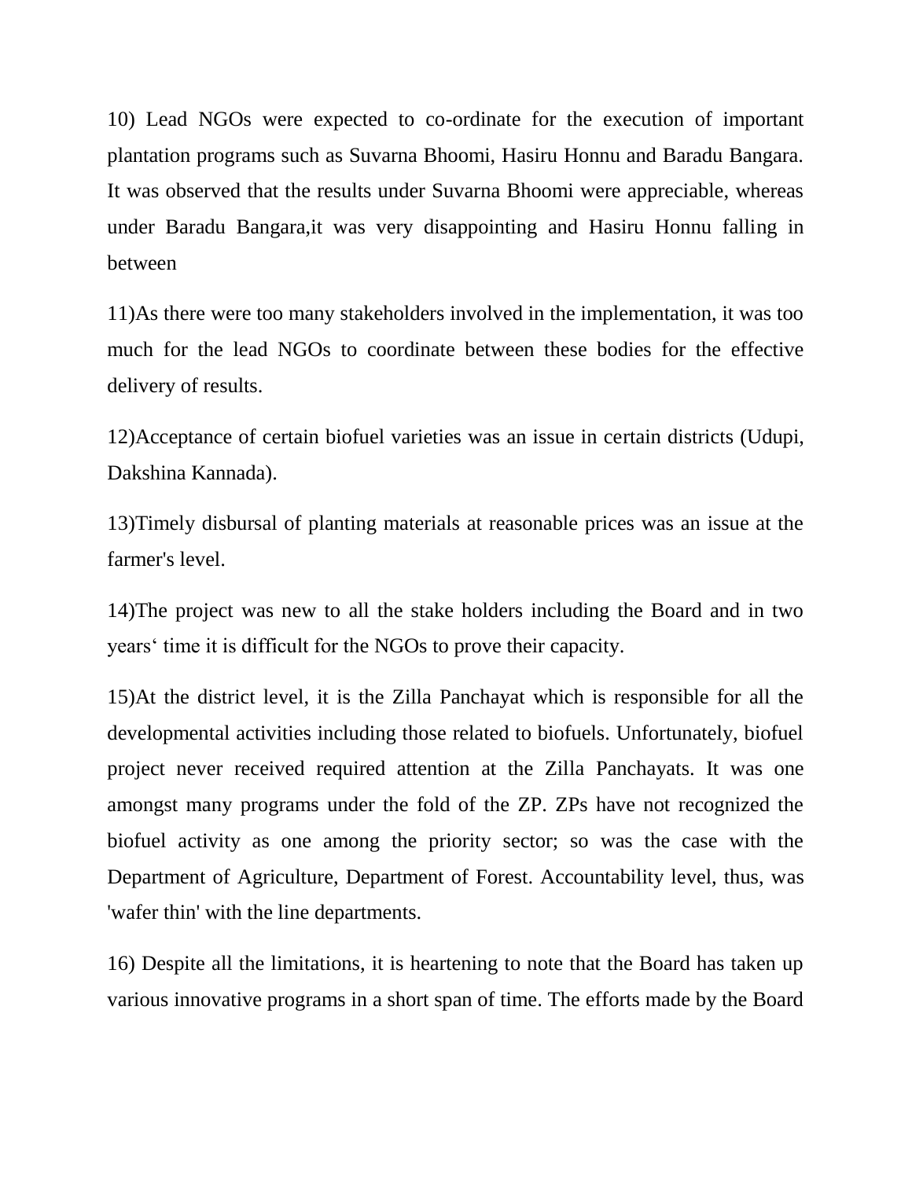10) Lead NGOs were expected to co-ordinate for the execution of important plantation programs such as Suvarna Bhoomi, Hasiru Honnu and Baradu Bangara. It was observed that the results under Suvarna Bhoomi were appreciable, whereas under Baradu Bangara,it was very disappointing and Hasiru Honnu falling in between

11)As there were too many stakeholders involved in the implementation, it was too much for the lead NGOs to coordinate between these bodies for the effective delivery of results.

12)Acceptance of certain biofuel varieties was an issue in certain districts (Udupi, Dakshina Kannada).

13)Timely disbursal of planting materials at reasonable prices was an issue at the farmer's level.

14)The project was new to all the stake holders including the Board and in two years' time it is difficult for the NGOs to prove their capacity.

15)At the district level, it is the Zilla Panchayat which is responsible for all the developmental activities including those related to biofuels. Unfortunately, biofuel project never received required attention at the Zilla Panchayats. It was one amongst many programs under the fold of the ZP. ZPs have not recognized the biofuel activity as one among the priority sector; so was the case with the Department of Agriculture, Department of Forest. Accountability level, thus, was 'wafer thin' with the line departments.

16) Despite all the limitations, it is heartening to note that the Board has taken up various innovative programs in a short span of time. The efforts made by the Board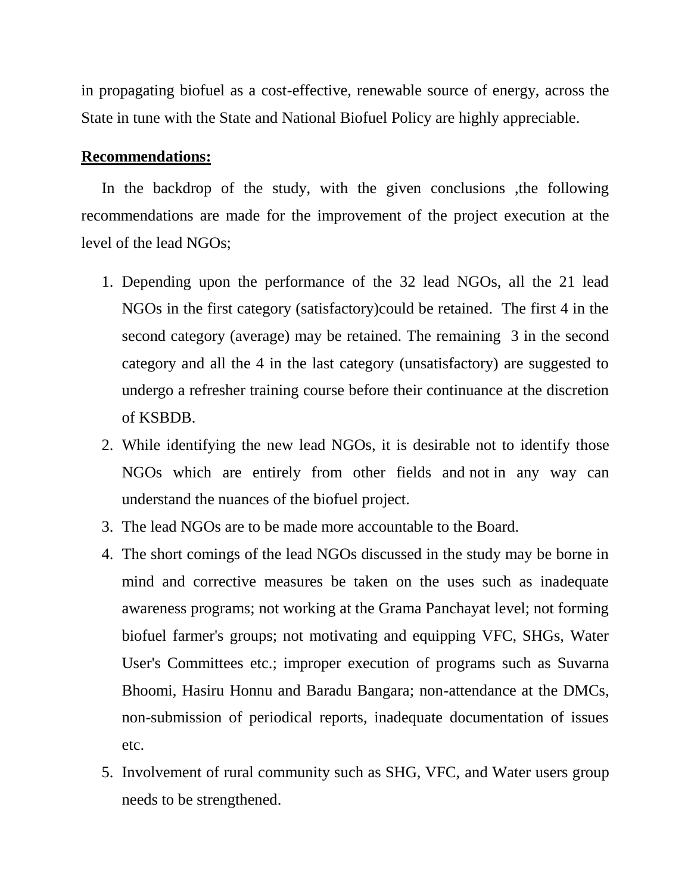in propagating biofuel as a cost-effective, renewable source of energy, across the State in tune with the State and National Biofuel Policy are highly appreciable.

**Recommendations:**

In the backdrop of the study, with the given conclusions ,the following recommendations are made for the improvement of the project execution at the level of the lead NGOs;

1. Depending upon the performance of the 32 lead NGOs, all the 21 lead NGOs in the first category (satisfactory)could be retained. The first 4 in the second category (average) may be retained. The remaining 3 in the second category and all the 4 in the last category (unsatisfactory) are suggested to undergo a refresher training course before their continuance at the discretion of KSBDB.
2. While identifying the new lead NGOs, it is desirable not to identify those NGOs which are entirely from other fields and not in any way can understand the nuances of the biofuel project.
3. The lead NGOs are to be made more accountable to the Board.
4. The short comings of the lead NGOs discussed in the study may be borne in mind and corrective measures be taken on the uses such as inadequate awareness programs; not working at the Grama Panchayat level; not forming biofuel farmer's groups; not motivating and equipping VFC, SHGs, Water User's Committees etc.; improper execution of programs such as Suvarna Bhoomi, Hasiru Honnu and Baradu Bangara; non-attendance at the DMCs, non-submission of periodical reports, inadequate documentation of issues etc.
5. Involvement of rural community such as SHG, VFC, and Water users group needs to be strengthened.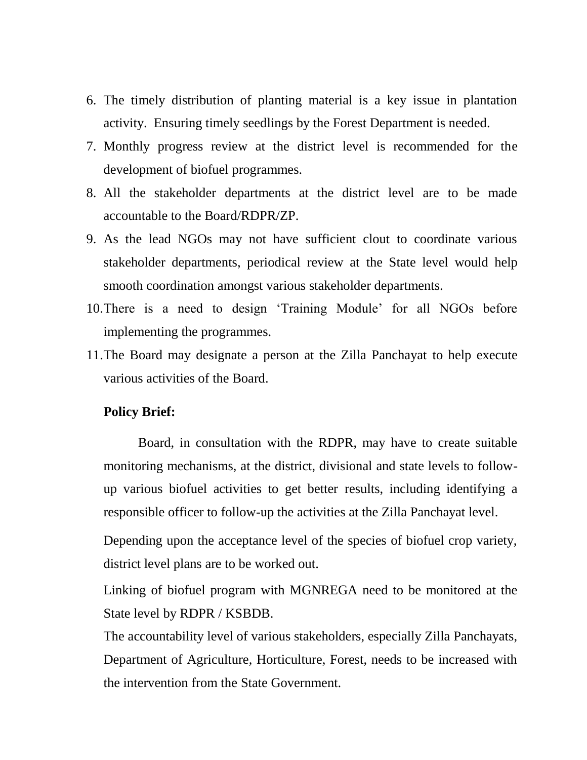6. The timely distribution of planting material is a key issue in plantation activity. Ensuring timely seedlings by the Forest Department is needed.
7. Monthly progress review at the district level is recommended for the development of biofuel programmes.
8. All the stakeholder departments at the district level are to be made accountable to the Board/RDPR/ZP.
9. As the lead NGOs may not have sufficient clout to coordinate various stakeholder departments, periodical review at the State level would help smooth coordination amongst various stakeholder departments.
10. There is a need to design 'Training Module' for all NGOs before implementing the programmes.
11. The Board may designate a person at the Zilla Panchayat to help execute various activities of the Board.

**Policy Brief:**

Board, in consultation with the RDPR, may have to create suitable monitoring mechanisms, at the district, divisional and state levels to follow-up various biofuel activities to get better results, including identifying a responsible officer to follow-up the activities at the Zilla Panchayat level.

Depending upon the acceptance level of the species of biofuel crop variety, district level plans are to be worked out.

Linking of biofuel program with MGNREGA need to be monitored at the State level by RDPR / KSBDB.

The accountability level of various stakeholders, especially Zilla Panchayats, Department of Agriculture, Horticulture, Forest, needs to be increased with the intervention from the State Government.